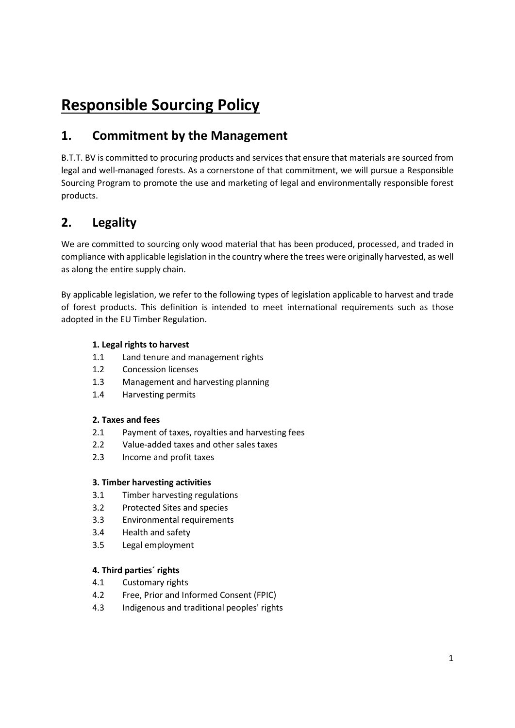# Responsible Sourcing Policy

## 1. Commitment by the Management

B.T.T. BV is committed to procuring products and services that ensure that materials are sourced from legal and well-managed forests. As a cornerstone of that commitment, we will pursue a Responsible Sourcing Program to promote the use and marketing of legal and environmentally responsible forest products.

## 2. Legality

We are committed to sourcing only wood material that has been produced, processed, and traded in compliance with applicable legislation in the country where the trees were originally harvested, as well as along the entire supply chain.

By applicable legislation, we refer to the following types of legislation applicable to harvest and trade of forest products. This definition is intended to meet international requirements such as those adopted in the EU Timber Regulation.

**1. Legal rights to harvest**

1.1 Land tenure and management rights
1.2 Concession licenses
1.3 Management and harvesting planning
1.4 Harvesting permits

**2. Taxes and fees**

2.1 Payment of taxes, royalties and harvesting fees
2.2 Value-added taxes and other sales taxes
2.3 Income and profit taxes

**3. Timber harvesting activities**

3.1 Timber harvesting regulations
3.2 Protected Sites and species
3.3 Environmental requirements
3.4 Health and safety
3.5 Legal employment

**4. Third parties´ rights**

4.1 Customary rights
4.2 Free, Prior and Informed Consent (FPIC)
4.3 Indigenous and traditional peoples' rights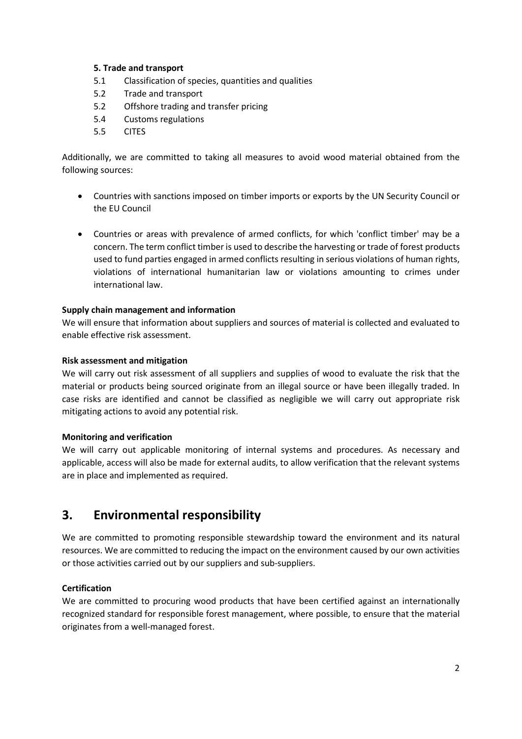**5. Trade and transport**

5.1 Classification of species, quantities and qualities
5.2 Trade and transport
5.2 Offshore trading and transfer pricing
5.4 Customs regulations
5.5 CITES

Additionally, we are committed to taking all measures to avoid wood material obtained from the following sources:

- Countries with sanctions imposed on timber imports or exports by the UN Security Council or the EU Council
- Countries or areas with prevalence of armed conflicts, for which 'conflict timber' may be a concern. The term conflict timber is used to describe the harvesting or trade of forest products used to fund parties engaged in armed conflicts resulting in serious violations of human rights, violations of international humanitarian law or violations amounting to crimes under international law.

**Supply chain management and information**

We will ensure that information about suppliers and sources of material is collected and evaluated to enable effective risk assessment.

**Risk assessment and mitigation**

We will carry out risk assessment of all suppliers and supplies of wood to evaluate the risk that the material or products being sourced originate from an illegal source or have been illegally traded. In case risks are identified and cannot be classified as negligible we will carry out appropriate risk mitigating actions to avoid any potential risk.

**Monitoring and verification**

We will carry out applicable monitoring of internal systems and procedures. As necessary and applicable, access will also be made for external audits, to allow verification that the relevant systems are in place and implemented as required.

## 3. Environmental responsibility

We are committed to promoting responsible stewardship toward the environment and its natural resources. We are committed to reducing the impact on the environment caused by our own activities or those activities carried out by our suppliers and sub-suppliers.

**Certification**

We are committed to procuring wood products that have been certified against an internationally recognized standard for responsible forest management, where possible, to ensure that the material originates from a well-managed forest.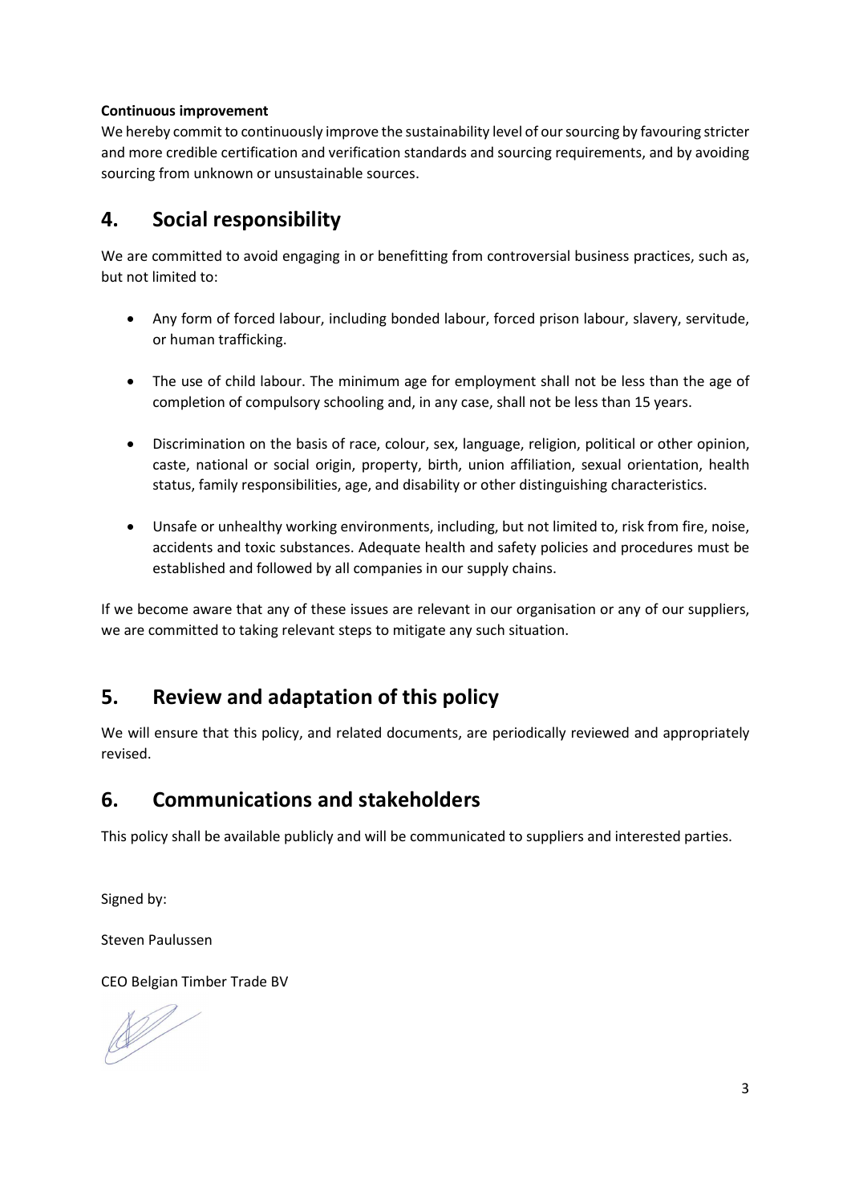**Continuous improvement**

We hereby commit to continuously improve the sustainability level of our sourcing by favouring stricter and more credible certification and verification standards and sourcing requirements, and by avoiding sourcing from unknown or unsustainable sources.

## 4. Social responsibility

We are committed to avoid engaging in or benefitting from controversial business practices, such as, but not limited to:

- Any form of forced labour, including bonded labour, forced prison labour, slavery, servitude, or human trafficking.
- The use of child labour. The minimum age for employment shall not be less than the age of completion of compulsory schooling and, in any case, shall not be less than 15 years.
- Discrimination on the basis of race, colour, sex, language, religion, political or other opinion, caste, national or social origin, property, birth, union affiliation, sexual orientation, health status, family responsibilities, age, and disability or other distinguishing characteristics.
- Unsafe or unhealthy working environments, including, but not limited to, risk from fire, noise, accidents and toxic substances. Adequate health and safety policies and procedures must be established and followed by all companies in our supply chains.

If we become aware that any of these issues are relevant in our organisation or any of our suppliers, we are committed to taking relevant steps to mitigate any such situation.

## 5. Review and adaptation of this policy

We will ensure that this policy, and related documents, are periodically reviewed and appropriately revised.

## 6. Communications and stakeholders

This policy shall be available publicly and will be communicated to suppliers and interested parties.

Signed by:

Steven Paulussen

CEO Belgian Timber Trade BV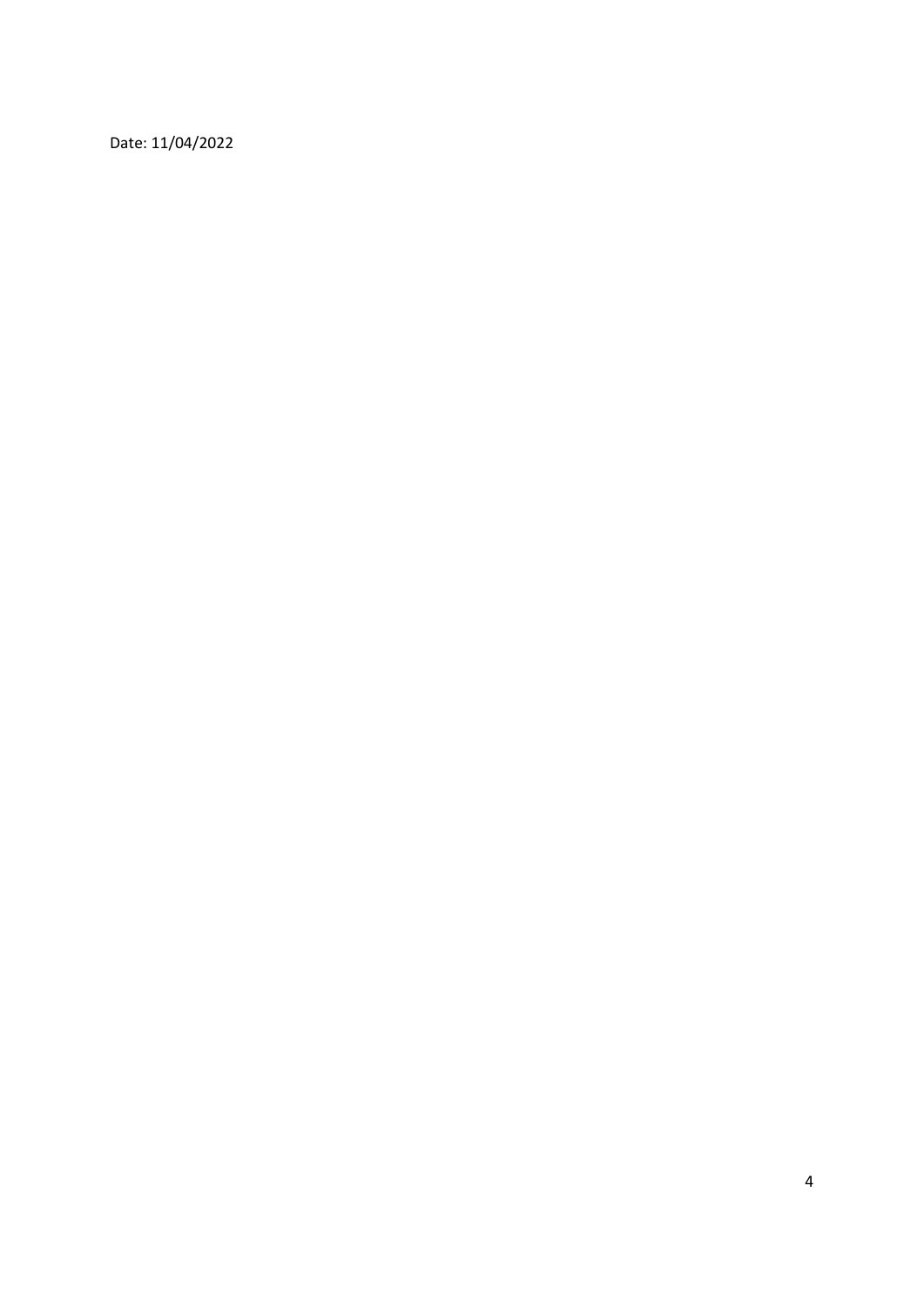Date: 11/04/2022